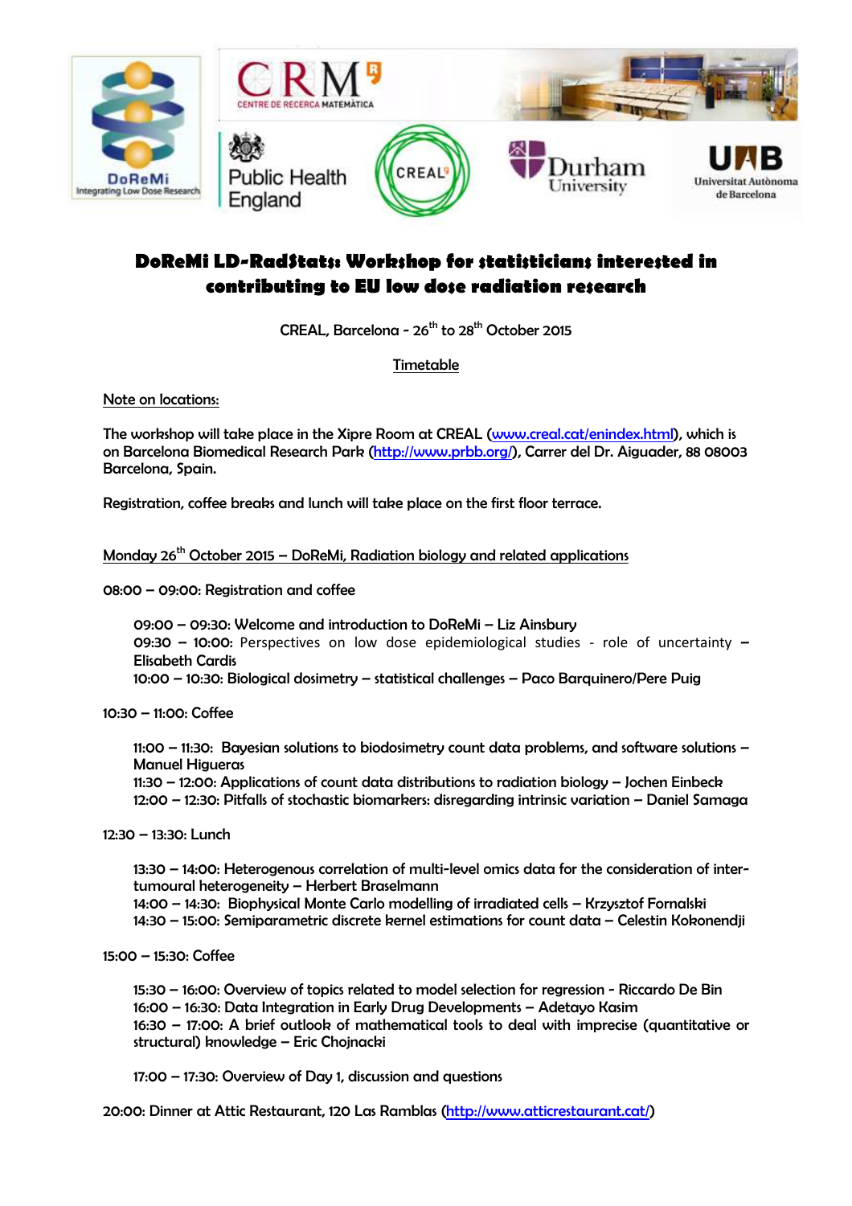# DoReMi LD-RadStats: Workshop for statisticians interested in contributing to EU low dose radiation research

CREAL, Barcelona - 26th to 28th October 2015

Timetable

Note on locations:

The workshop will take place in the Xipre Room at CREAL (www.creal.cat/enindex.html), which is on Barcelona Biomedical Research Park (http://www.prbb.org/), Carrer del Dr. Aiguader, 88 08003 Barcelona, Spain.

Registration, coffee breaks and lunch will take place on the first floor terrace.

## Monday 26th October 2015 – DoReMi, Radiation biology and related applications

08:00 – 09:00: Registration and coffee

- 09:00 – 09:30: Welcome and introduction to DoReMi – Liz Ainsbury
- 09:30 – 10:00: Perspectives on low dose epidemiological studies - role of uncertainty – Elisabeth Cardis
- 10:00 – 10:30: Biological dosimetry – statistical challenges – Paco Barquinero/Pere Puig

10:30 – 11:00: Coffee

- 11:00 – 11:30: Bayesian solutions to biodosimetry count data problems, and software solutions – Manuel Higueras
- 11:30 – 12:00: Applications of count data distributions to radiation biology – Jochen Einbeck
- 12:00 – 12:30: Pitfalls of stochastic biomarkers: disregarding intrinsic variation – Daniel Samaga

12:30 – 13:30: Lunch

- 13:30 – 14:00: Heterogenous correlation of multi-level omics data for the consideration of inter-tumoural heterogeneity – Herbert Braselmann
- 14:00 – 14:30: Biophysical Monte Carlo modelling of irradiated cells – Krzysztof Fornalski
- 14:30 – 15:00: Semiparametric discrete kernel estimations for count data – Celestin Kokonendji

15:00 – 15:30: Coffee

- 15:30 – 16:00: Overview of topics related to model selection for regression - Riccardo De Bin
- 16:00 – 16:30: Data Integration in Early Drug Developments – Adetayo Kasim
- 16:30 – 17:00: A brief outlook of mathematical tools to deal with imprecise (quantitative or structural) knowledge – Eric Chojnacki

- 17:00 – 17:30: Overview of Day 1, discussion and questions

20:00: Dinner at Attic Restaurant, 120 Las Ramblas (http://www.atticrestaurant.cat/)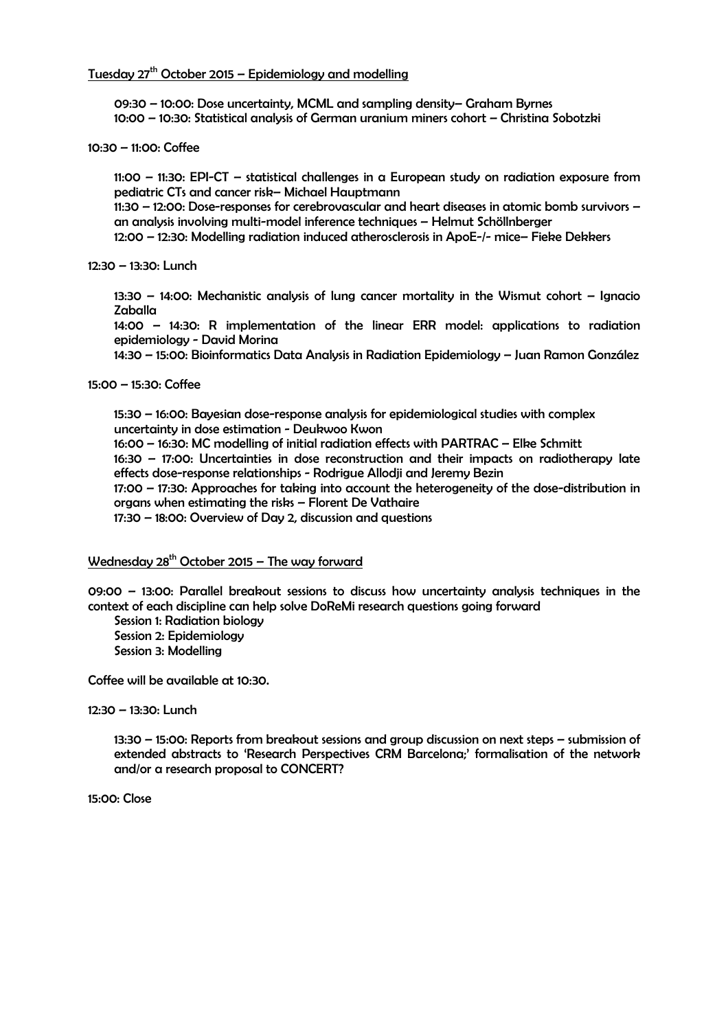Tuesday 27th October 2015 – Epidemiology and modelling

09:30 – 10:00: Dose uncertainty, MCML and sampling density– Graham Byrnes
10:00 – 10:30: Statistical analysis of German uranium miners cohort – Christina Sobotzki

10:30 – 11:00: Coffee

11:00 – 11:30: EPI-CT – statistical challenges in a European study on radiation exposure from pediatric CTs and cancer risk– Michael Hauptmann
11:30 – 12:00: Dose-responses for cerebrovascular and heart diseases in atomic bomb survivors – an analysis involving multi-model inference techniques – Helmut Schöllnberger
12:00 – 12:30: Modelling radiation induced atherosclerosis in ApoE-/- mice– Fieke Dekkers

12:30 – 13:30: Lunch

13:30 – 14:00: Mechanistic analysis of lung cancer mortality in the Wismut cohort – Ignacio Zaballa
14:00 – 14:30: R implementation of the linear ERR model: applications to radiation epidemiology - David Morina
14:30 – 15:00: Bioinformatics Data Analysis in Radiation Epidemiology – Juan Ramon González

15:00 – 15:30: Coffee

15:30 – 16:00: Bayesian dose-response analysis for epidemiological studies with complex uncertainty in dose estimation - Deukwoo Kwon
16:00 – 16:30: MC modelling of initial radiation effects with PARTRAC – Elke Schmitt
16:30 – 17:00: Uncertainties in dose reconstruction and their impacts on radiotherapy late effects dose-response relationships - Rodrigue Allodji and Jeremy Bezin
17:00 – 17:30: Approaches for taking into account the heterogeneity of the dose-distribution in organs when estimating the risks – Florent De Vathaire
17:30 – 18:00: Overview of Day 2, discussion and questions

Wednesday 28th October 2015 – The way forward

09:00 – 13:00: Parallel breakout sessions to discuss how uncertainty analysis techniques in the context of each discipline can help solve DoReMi research questions going forward
Session 1: Radiation biology
Session 2: Epidemiology
Session 3: Modelling

Coffee will be available at 10:30.

12:30 – 13:30: Lunch

13:30 – 15:00: Reports from breakout sessions and group discussion on next steps – submission of extended abstracts to 'Research Perspectives CRM Barcelona;' formalisation of the network and/or a research proposal to CONCERT?

15:00: Close